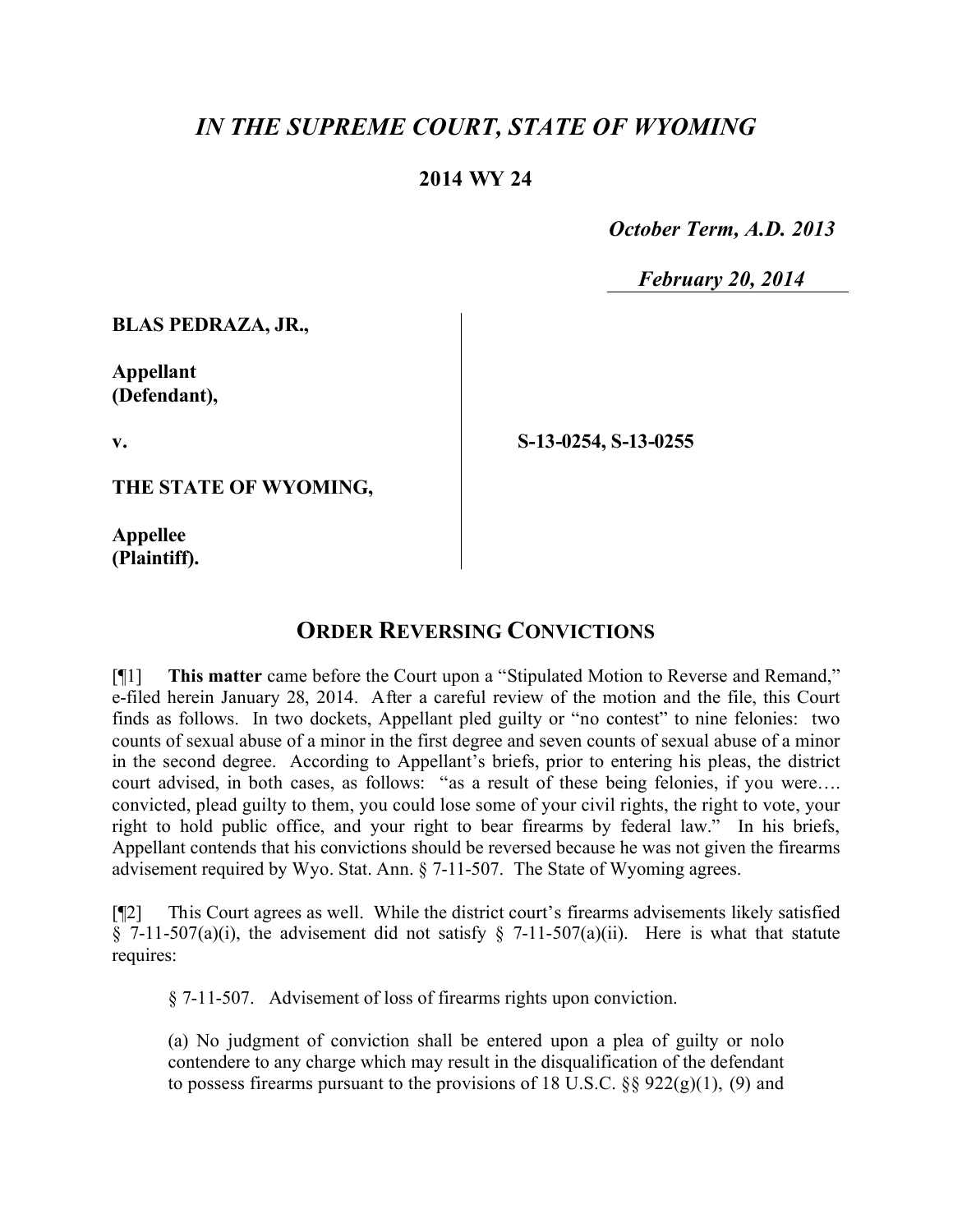# *IN THE SUPREME COURT, STATE OF WYOMING*

**2014 WY 24**

***October Term, A.D. 2013***

***February 20, 2014***

**BLAS PEDRAZA, JR.,**

**Appellant (Defendant),**

**v.**

**S-13-0254, S-13-0255**

**THE STATE OF WYOMING,**

**Appellee (Plaintiff).**

## ORDER REVERSING CONVICTIONS

[¶1] **This matter** came before the Court upon a "Stipulated Motion to Reverse and Remand," e-filed herein January 28, 2014. After a careful review of the motion and the file, this Court finds as follows. In two dockets, Appellant pled guilty or "no contest" to nine felonies: two counts of sexual abuse of a minor in the first degree and seven counts of sexual abuse of a minor in the second degree. According to Appellant's briefs, prior to entering his pleas, the district court advised, in both cases, as follows: "as a result of these being felonies, if you were…. convicted, plead guilty to them, you could lose some of your civil rights, the right to vote, your right to hold public office, and your right to bear firearms by federal law." In his briefs, Appellant contends that his convictions should be reversed because he was not given the firearms advisement required by Wyo. Stat. Ann. § 7-11-507. The State of Wyoming agrees.

[¶2] This Court agrees as well. While the district court's firearms advisements likely satisfied § 7-11-507(a)(i), the advisement did not satisfy § 7-11-507(a)(ii). Here is what that statute requires:

> § 7-11-507. Advisement of loss of firearms rights upon conviction.
>
> (a) No judgment of conviction shall be entered upon a plea of guilty or nolo contendere to any charge which may result in the disqualification of the defendant to possess firearms pursuant to the provisions of 18 U.S.C. §§ 922(g)(1), (9) and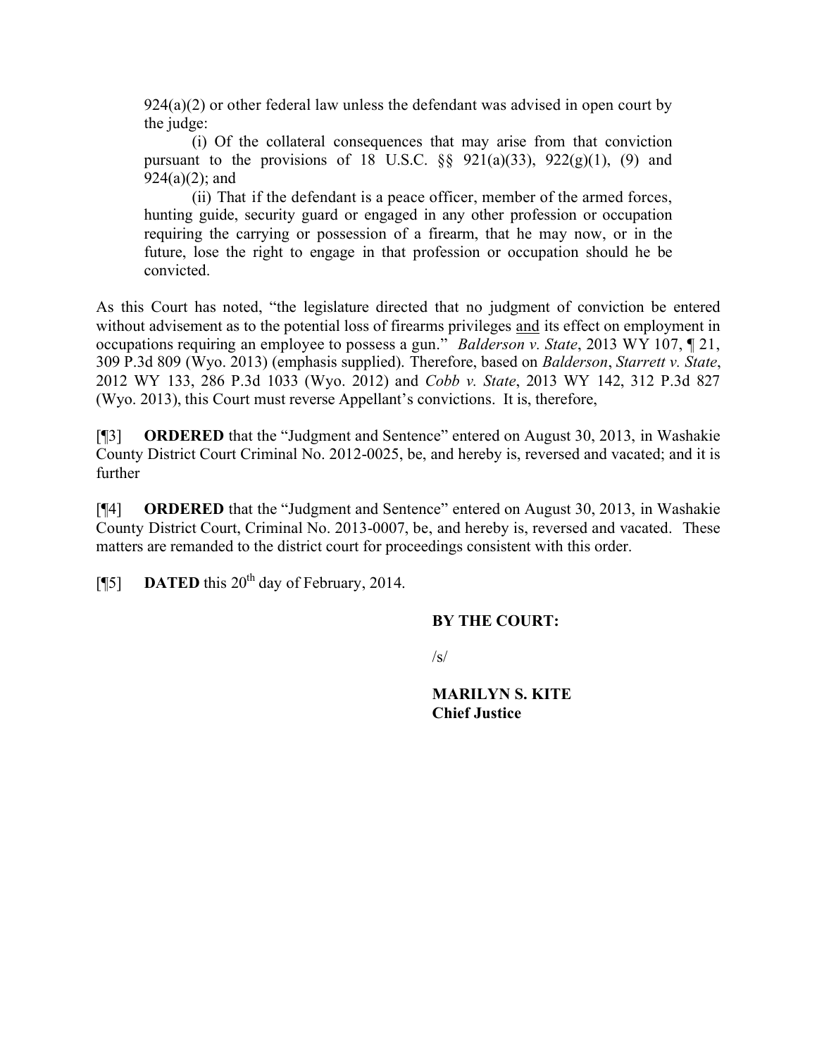924(a)(2) or other federal law unless the defendant was advised in open court by the judge:

(i) Of the collateral consequences that may arise from that conviction pursuant to the provisions of 18 U.S.C. §§ 921(a)(33), 922(g)(1), (9) and 924(a)(2); and

(ii) That if the defendant is a peace officer, member of the armed forces, hunting guide, security guard or engaged in any other profession or occupation requiring the carrying or possession of a firearm, that he may now, or in the future, lose the right to engage in that profession or occupation should he be convicted.

As this Court has noted, "the legislature directed that no judgment of conviction be entered without advisement as to the potential loss of firearms privileges <u>and</u> its effect on employment in occupations requiring an employee to possess a gun." *Balderson v. State*, 2013 WY 107, ¶ 21, 309 P.3d 809 (Wyo. 2013) (emphasis supplied). Therefore, based on *Balderson*, *Starrett v. State*, 2012 WY 133, 286 P.3d 1033 (Wyo. 2012) and *Cobb v. State*, 2013 WY 142, 312 P.3d 827 (Wyo. 2013), this Court must reverse Appellant's convictions. It is, therefore,

[¶3] **ORDERED** that the "Judgment and Sentence" entered on August 30, 2013, in Washakie County District Court Criminal No. 2012-0025, be, and hereby is, reversed and vacated; and it is further

[¶4] **ORDERED** that the "Judgment and Sentence" entered on August 30, 2013, in Washakie County District Court, Criminal No. 2013-0007, be, and hereby is, reversed and vacated. These matters are remanded to the district court for proceedings consistent with this order.

[¶5] **DATED** this 20th day of February, 2014.

**BY THE COURT:**

/s/

**MARILYN S. KITE**
**Chief Justice**